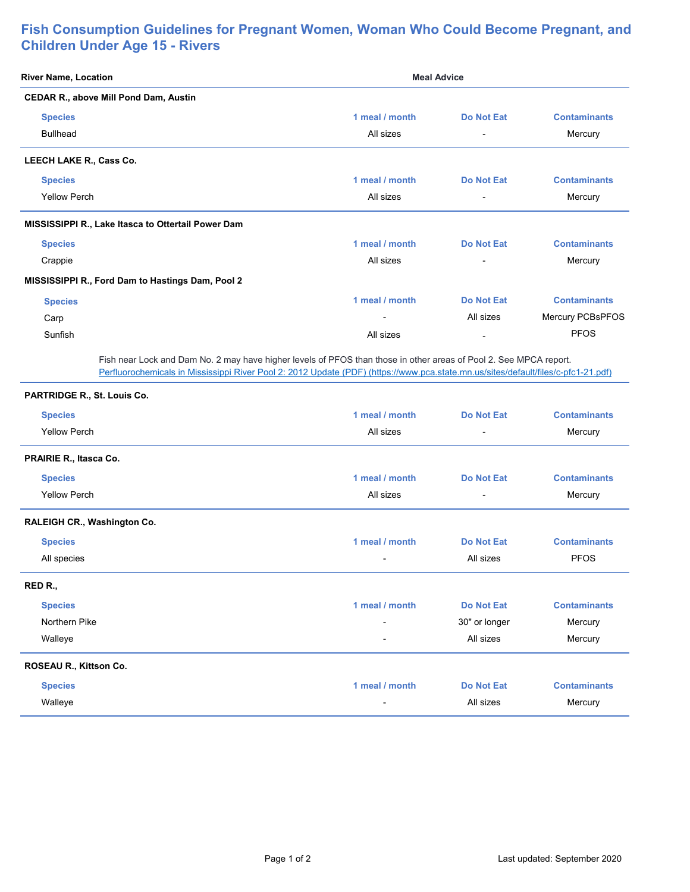# Fish Consumption Guidelines for Pregnant Women, Woman Who Could Become Pregnant, and Children Under Age 15 - Rivers

**River Name, Location** — **Meal Advice**

**CEDAR R., above Mill Pond Dam, Austin**

| Species | 1 meal / month | Do Not Eat | Contaminants |
|---|---|---|---|
| Bullhead | All sizes | - | Mercury |

**LEECH LAKE R., Cass Co.**

| Species | 1 meal / month | Do Not Eat | Contaminants |
|---|---|---|---|
| Yellow Perch | All sizes | - | Mercury |

**MISSISSIPPI R., Lake Itasca to Ottertail Power Dam**

| Species | 1 meal / month | Do Not Eat | Contaminants |
|---|---|---|---|
| Crappie | All sizes | - | Mercury |

**MISSISSIPPI R., Ford Dam to Hastings Dam, Pool 2**

| Species | 1 meal / month | Do Not Eat | Contaminants |
|---|---|---|---|
| Carp | - | All sizes | Mercury PCBsPFOS |
| Sunfish | All sizes | - | PFOS |

Fish near Lock and Dam No. 2 may have higher levels of PFOS than those in other areas of Pool 2. See MPCA report. [Perfluorochemicals in Mississippi River Pool 2: 2012 Update (PDF) (https://www.pca.state.mn.us/sites/default/files/c-pfc1-21.pdf)](https://www.pca.state.mn.us/sites/default/files/c-pfc1-21.pdf)

**PARTRIDGE R., St. Louis Co.**

| Species | 1 meal / month | Do Not Eat | Contaminants |
|---|---|---|---|
| Yellow Perch | All sizes | - | Mercury |

**PRAIRIE R., Itasca Co.**

| Species | 1 meal / month | Do Not Eat | Contaminants |
|---|---|---|---|
| Yellow Perch | All sizes | - | Mercury |

**RALEIGH CR., Washington Co.**

| Species | 1 meal / month | Do Not Eat | Contaminants |
|---|---|---|---|
| All species | - | All sizes | PFOS |

**RED R.,**

| Species | 1 meal / month | Do Not Eat | Contaminants |
|---|---|---|---|
| Northern Pike | - | 30" or longer | Mercury |
| Walleye | - | All sizes | Mercury |

**ROSEAU R., Kittson Co.**

| Species | 1 meal / month | Do Not Eat | Contaminants |
|---|---|---|---|
| Walleye | - | All sizes | Mercury |

Last updated: September 2020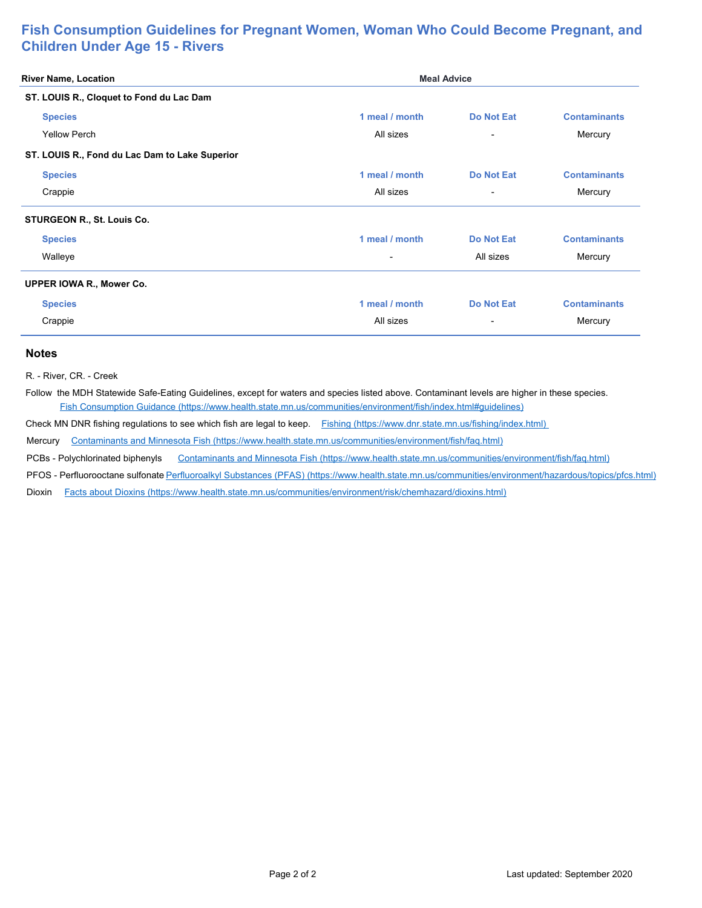## Fish Consumption Guidelines for Pregnant Women, Woman Who Could Become Pregnant, and Children Under Age 15 - Rivers

| River Name, Location | Meal Advice | | |
|---|---|---|---|
| **ST. LOUIS R., Cloquet to Fond du Lac Dam** | | | |
| **Species** | **1 meal / month** | **Do Not Eat** | **Contaminants** |
| Yellow Perch | All sizes | - | Mercury |
| **ST. LOUIS R., Fond du Lac Dam to Lake Superior** | | | |
| **Species** | **1 meal / month** | **Do Not Eat** | **Contaminants** |
| Crappie | All sizes | - | Mercury |
| **STURGEON R., St. Louis Co.** | | | |
| **Species** | **1 meal / month** | **Do Not Eat** | **Contaminants** |
| Walleye | - | All sizes | Mercury |
| **UPPER IOWA R., Mower Co.** | | | |
| **Species** | **1 meal / month** | **Do Not Eat** | **Contaminants** |
| Crappie | All sizes | - | Mercury |

### Notes

R. - River, CR. - Creek

Follow the MDH Statewide Safe-Eating Guidelines, except for waters and species listed above. Contaminant levels are higher in these species.
Fish Consumption Guidance (https://www.health.state.mn.us/communities/environment/fish/index.html#guidelines)

Check MN DNR fishing regulations to see which fish are legal to keep. Fishing (https://www.dnr.state.mn.us/fishing/index.html)

Mercury Contaminants and Minnesota Fish (https://www.health.state.mn.us/communities/environment/fish/faq.html)

PCBs - Polychlorinated biphenyls Contaminants and Minnesota Fish (https://www.health.state.mn.us/communities/environment/fish/faq.html)

PFOS - Perfluorooctane sulfonate Perfluoroalkyl Substances (PFAS) (https://www.health.state.mn.us/communities/environment/hazardous/topics/pfcs.html)

Dioxin Facts about Dioxins (https://www.health.state.mn.us/communities/environment/risk/chemhazard/dioxins.html)

Last updated: September 2020